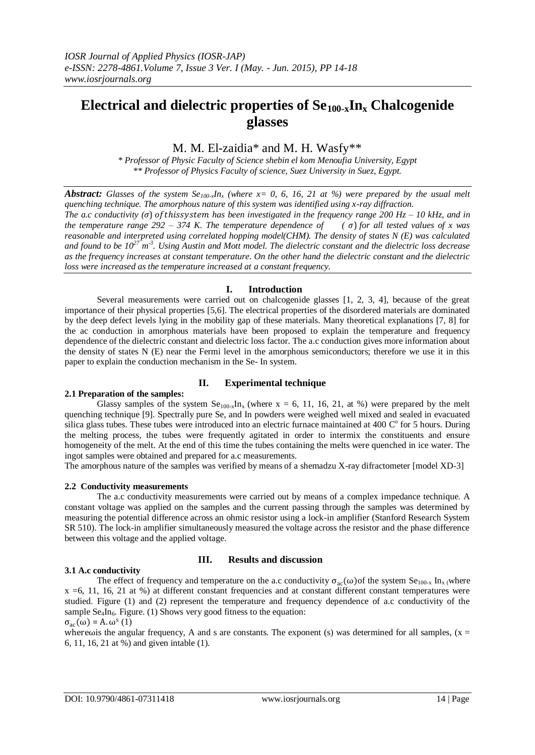# Electrical and dielectric properties of $Se_{100-x}In_x$ Chalcogenide glasses

M. M. El-zaidia* and M. H. Wasfy**

*\* Professor of Physic Faculty of Science shebin el kom Menoufia University, Egypt*
*\*\* Professor of Physics Faculty of science, Suez University in Suez, Egypt.*

***Abstract:*** *Glasses of the system $Se_{100-x}In_x$ (where x= 0, 6, 16, 21 at %) were prepared by the usual melt quenching technique. The amorphous nature of this system was identified using x-ray diffraction. The a.c conductivity ($\sigma$) of this system has been investigated in the frequency range 200 Hz – 10 kHz, and in the temperature range 292 – 374 K. The temperature dependence of ($\sigma$) for all tested values of x was reasonable and interpreted using correlated hopping model(CHM). The density of states N (E) was calculated and found to be $10^{27}$ $m^{-3}$. Using Austin and Mott model. The dielectric constant and the dielectric loss decrease as the frequency increases at constant temperature. On the other hand the dielectric constant and the dielectric loss were increased as the temperature increased at a constant frequency.*

## I. Introduction

Several measurements were carried out on chalcogenide glasses [1, 2, 3, 4], because of the great importance of their physical properties [5,6]. The electrical properties of the disordered materials are dominated by the deep defect levels lying in the mobility gap of these materials. Many theoretical explanations [7, 8] for the ac conduction in amorphous materials have been proposed to explain the temperature and frequency dependence of the dielectric constant and dielectric loss factor. The a.c conduction gives more information about the density of states N (E) near the Fermi level in the amorphous semiconductors; therefore we use it in this paper to explain the conduction mechanism in the Se- In system.

## II. Experimental technique

### 2.1 Preparation of the samples:

Glassy samples of the system $Se_{100-x}In_x$ (where x = 6, 11, 16, 21, at %) were prepared by the melt quenching technique [9]. Spectrally pure Se, and In powders were weighed well mixed and sealed in evacuated silica glass tubes. These tubes were introduced into an electric furnace maintained at 400 C$^o$ for 5 hours. During the melting process, the tubes were frequently agitated in order to intermix the constituents and ensure homogeneity of the melt. At the end of this time the tubes containing the melts were quenched in ice water. The ingot samples were obtained and prepared for a.c measurements.

The amorphous nature of the samples was verified by means of a shemadzu X-ray difractometer [model XD-3]

### 2.2 Conductivity measurements

The a.c conductivity measurements were carried out by means of a complex impedance technique. A constant voltage was applied on the samples and the current passing through the samples was determined by measuring the potential difference across an ohmic resistor using a lock-in amplifier (Stanford Research System SR 510). The lock-in amplifier simultaneously measured the voltage across the resistor and the phase difference between this voltage and the applied voltage.

## III. Results and discussion

### 3.1 A.c conductivity

The effect of frequency and temperature on the a.c conductivity $\sigma_{ac}(\omega)$of the system $Se_{100-x}In_x$ (where x =6, 11, 16, 21 at %) at different constant frequencies and at constant different constant temperatures were studied. Figure (1) and (2) represent the temperature and frequency dependence of a.c conductivity of the sample $Se_4In_6$. Figure. (1) Shows very good fitness to the equation:

$\sigma_{ac}(\omega) = A.\omega^s$ (1)

where$\omega$is the angular frequency, A and s are constants. The exponent (s) was determined for all samples, (x = 6, 11, 16, 21 at %) and given intable (1).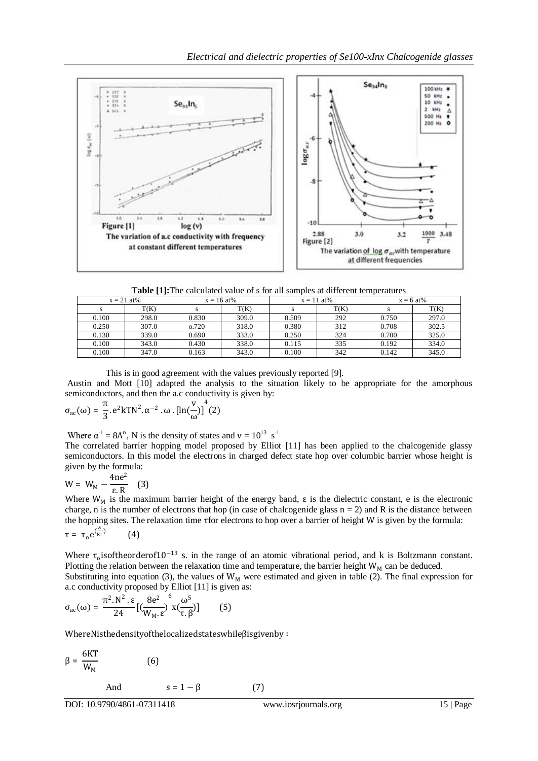Figure [1] The variation of a.c conductivity with frequency at constant different temperatures

Figure [2] The variation of $\log \sigma_{ac}$ with temperature at different frequencies

**Table [1]:** The calculated value of s for all samples at different temperatures

| x = 21 at% | | x = 16 at% | | x = 11 at% | | x = 6 at% | |
|---|---|---|---|---|---|---|---|
| s | T(K) | s | T(K) | s | T(K) | s | T(K) |
| 0.100 | 298.0 | 0.830 | 309.0 | 0.509 | 292 | 0.750 | 297.0 |
| 0.250 | 307.0 | o.720 | 318.0 | 0.380 | 312 | 0.708 | 302.5 |
| 0.130 | 339.0 | 0.690 | 333.0 | 0.250 | 324 | 0.700 | 325.0 |
| 0.100 | 343.0 | 0.430 | 338.0 | 0.115 | 335 | 0.192 | 334.0 |
| 0.100 | 347.0 | 0.163 | 343.0 | 0.100 | 342 | 0.142 | 345.0 |

This is in good agreement with the values previously reported [9].

Austin and Mott [10] adapted the analysis to the situation likely to be appropriate for the amorphous semiconductors, and then the a.c conductivity is given by:

$$\sigma_{ac}(\omega) = \frac{\pi}{3} . e^2 kTN^2 . \alpha^{-2} . \omega . [\ln(\frac{v}{\omega})]^4 \quad (2)$$

Where $\alpha^{-1} = 8A^o$, N is the density of states and $v = 10^{13}$ $s^{-1}$

The correlated barrier hopping model proposed by Elliot [11] has been applied to the chalcogenide glassy semiconductors. In this model the electrons in charged defect state hop over columbic barrier whose height is given by the formula:

$$W = W_M - \frac{4ne^2}{\varepsilon . R} \quad (3)$$

Where $W_M$ is the maximum barrier height of the energy band, ε is the dielectric constant, e is the electronic charge, n is the number of electrons that hop (in case of chalcogenide glass n = 2) and R is the distance between the hopping sites. The relaxation time τ for electrons to hop over a barrier of height W is given by the formula:

$$\tau = \tau_o e^{(\frac{W}{Kt})} \quad (4)$$

Where $\tau_o$ is of the order of $10^{-13}$ s. in the range of an atomic vibrational period, and k is Boltzmann constant. Plotting the relation between the relaxation time and temperature, the barrier height $W_M$ can be deduced.

Substituting into equation (3), the values of $W_M$ were estimated and given in table (2). The final expression for a.c conductivity proposed by Elliot [11] is given as:

$$\sigma_{ac}(\omega) = \frac{\pi^2 . N^2 . \varepsilon}{24} [(\frac{8e^2}{W_M . \varepsilon})^6 x(\frac{\omega^5}{\tau . \beta})] \quad (5)$$

Where N is the density of the localized states while β is given by :

$$\beta = \frac{6KT}{W_M} \quad (6)$$

And $$s = 1 - \beta \quad (7)$$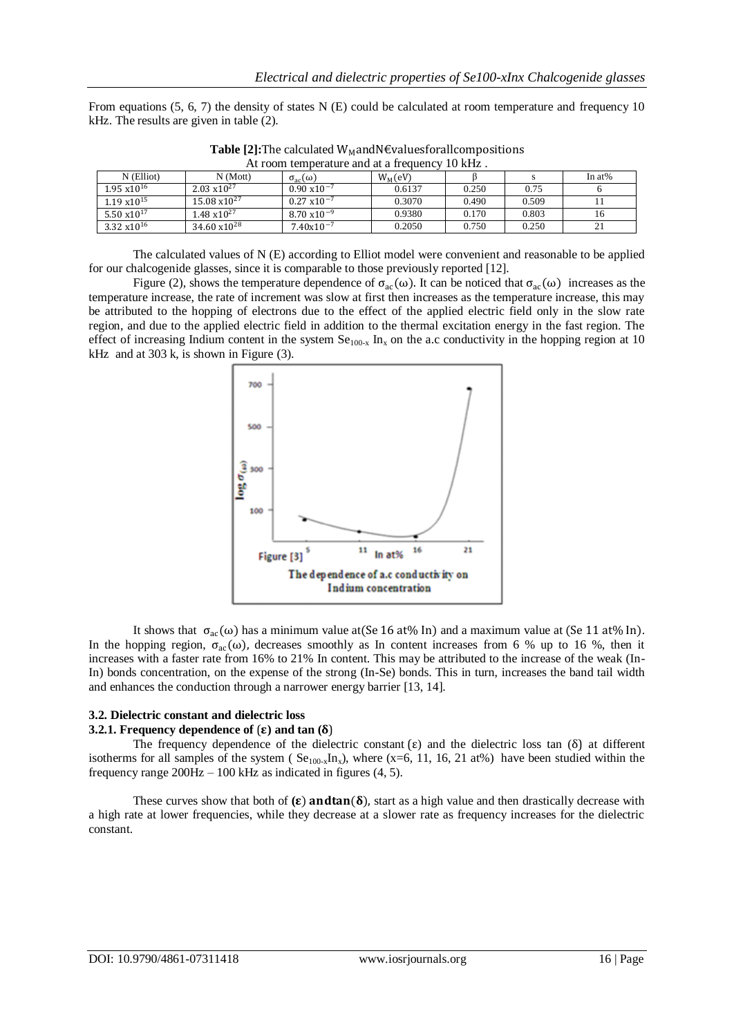From equations (5, 6, 7) the density of states N (E) could be calculated at room temperature and frequency 10 kHz. The results are given in table (2).

**Table [2]:** The calculated $W_M$ and N€ values for all compositions At room temperature and at a frequency 10 kHz .

| N (Elliot) | N (Mott) | $\sigma_{ac}(\omega)$ | $W_M$(eV) | β | s | In at% |
|---|---|---|---|---|---|---|
| $1.95 \times 10^{16}$ | $2.03 \times 10^{27}$ | $0.90 \times 10^{-7}$ | 0.6137 | 0.250 | 0.75 | 6 |
| $1.19 \times 10^{15}$ | $15.08 \times 10^{27}$ | $0.27 \times 10^{-7}$ | 0.3070 | 0.490 | 0.509 | 11 |
| $5.50 \times 10^{17}$ | $1.48 \times 10^{27}$ | $8.70 \times 10^{-9}$ | 0.9380 | 0.170 | 0.803 | 16 |
| $3.32 \times 10^{16}$ | $34.60 \times 10^{28}$ | $7.40 \times 10^{-7}$ | 0.2050 | 0.750 | 0.250 | 21 |

The calculated values of N (E) according to Elliot model were convenient and reasonable to be applied for our chalcogenide glasses, since it is comparable to those previously reported [12].

Figure (2), shows the temperature dependence of $\sigma_{ac}(\omega)$. It can be noticed that $\sigma_{ac}(\omega)$ increases as the temperature increase, the rate of increment was slow at first then increases as the temperature increase, this may be attributed to the hopping of electrons due to the effect of the applied electric field only in the slow rate region, and due to the applied electric field in addition to the thermal excitation energy in the fast region. The effect of increasing Indium content in the system $Se_{100-x}$ $In_x$ on the a.c conductivity in the hopping region at 10 kHz and at 303 k, is shown in Figure (3).

Figure [3] The dependence of a.c conductivity on Indium concentration

It shows that $\sigma_{ac}(\omega)$ has a minimum value at(Se 16 at% In) and a maximum value at (Se 11 at% In). In the hopping region, $\sigma_{ac}(\omega)$, decreases smoothly as In content increases from 6 % up to 16 %, then it increases with a faster rate from 16% to 21% In content. This may be attributed to the increase of the weak (In-In) bonds concentration, on the expense of the strong (In-Se) bonds. This in turn, increases the band tail width and enhances the conduction through a narrower energy barrier [13, 14].

### 3.2. Dielectric constant and dielectric loss

#### 3.2.1. Frequency dependence of (ε) and tan (δ)

The frequency dependence of the dielectric constant (ε) and the dielectric loss tan (δ) at different isotherms for all samples of the system ( $Se_{100-x}In_x$), where (x=6, 11, 16, 21 at%) have been studied within the frequency range 200Hz – 100 kHz as indicated in figures (4, 5).

These curves show that both of **(ε) and tan(δ)**, start as a high value and then drastically decrease with a high rate at lower frequencies, while they decrease at a slower rate as frequency increases for the dielectric constant.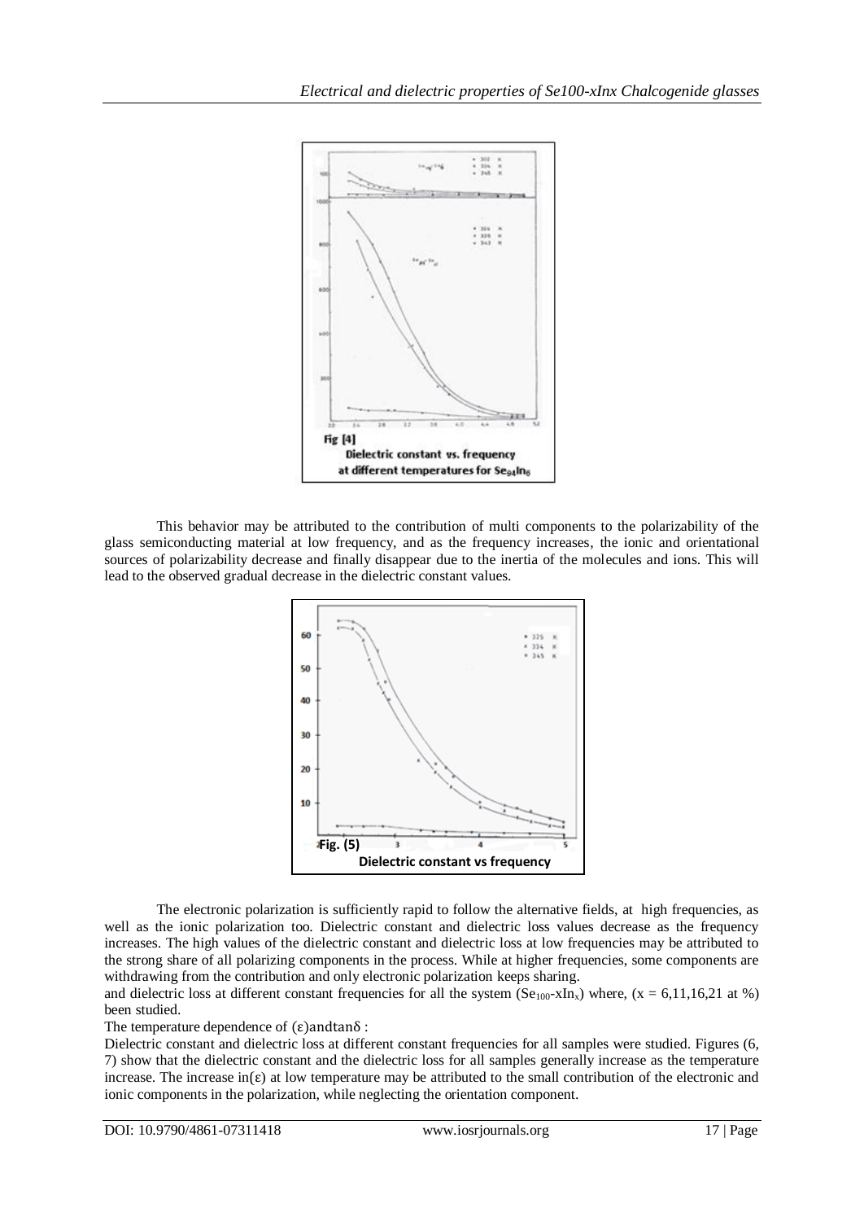Fig [4]

Dielectric constant vs. frequency at different temperatures for $Se_{94}In_6$

This behavior may be attributed to the contribution of multi components to the polarizability of the glass semiconducting material at low frequency, and as the frequency increases, the ionic and orientational sources of polarizability decrease and finally disappear due to the inertia of the molecules and ions. This will lead to the observed gradual decrease in the dielectric constant values.

Fig. (5)

Dielectric constant vs frequency

The electronic polarization is sufficiently rapid to follow the alternative fields, at high frequencies, as well as the ionic polarization too. Dielectric constant and dielectric loss values decrease as the frequency increases. The high values of the dielectric constant and dielectric loss at low frequencies may be attributed to the strong share of all polarizing components in the process. While at higher frequencies, some components are withdrawing from the contribution and only electronic polarization keeps sharing.

and dielectric loss at different constant frequencies for all the system ($Se_{100}$-$xIn_x$) where, ($x$ = 6,11,16,21 at %) been studied.

The temperature dependence of ($\varepsilon$)and$\tan\delta$ :

Dielectric constant and dielectric loss at different constant frequencies for all samples were studied. Figures (6, 7) show that the dielectric constant and the dielectric loss for all samples generally increase as the temperature increase. The increase in($\varepsilon$) at low temperature may be attributed to the small contribution of the electronic and ionic components in the polarization, while neglecting the orientation component.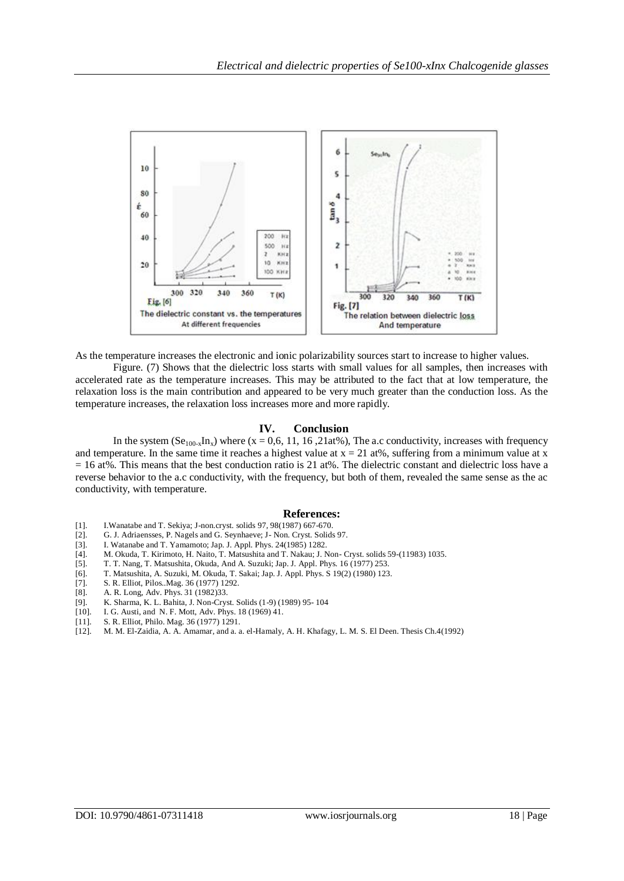10
80
έ
60
40
20
300 320 340 360 T (K)
200 Hz
500 Hz
2 KHz
10 KHz
100 KHz

Fig. [6]
The dielectric constant vs. the temperatures At different frequencies

6
5
4
tan δ
3
2
1
300 320 340 360 T (K)
$Se_{84}In_{16}$
200 Hz
500 Hz
2 KHz
10 KHz
100 KHz

Fig. [7]
The relation between dielectric loss And temperature

As the temperature increases the electronic and ionic polarizability sources start to increase to higher values.

Figure. (7) Shows that the dielectric loss starts with small values for all samples, then increases with accelerated rate as the temperature increases. This may be attributed to the fact that at low temperature, the relaxation loss is the main contribution and appeared to be very much greater than the conduction loss. As the temperature increases, the relaxation loss increases more and more rapidly.

## IV. Conclusion

In the system ($Se_{100-x}In_x$) where (x = 0,6, 11, 16 ,21at%), The a.c conductivity, increases with frequency and temperature. In the same time it reaches a highest value at x = 21 at%, suffering from a minimum value at x = 16 at%. This means that the best conduction ratio is 21 at%. The dielectric constant and dielectric loss have a reverse behavior to the a.c conductivity, with the frequency, but both of them, revealed the same sense as the ac conductivity, with temperature.

## References:

[1]. I.Wanatabe and T. Sekiya; J-non.cryst. solids 97, 98(1987) 667-670.
[2]. G. J. Adriaensses, P. Nagels and G. Seynhaeve; J- Non. Cryst. Solids 97.
[3]. I. Watanabe and T. Yamamoto; Jap. J. Appl. Phys. 24(1985) 1282.
[4]. M. Okuda, T. Kirimoto, H. Naito, T. Matsushita and T. Nakau; J. Non- Cryst. solids 59-(11983) 1035.
[5]. T. T. Nang, T. Matsushita, Okuda, And A. Suzuki; Jap. J. Appl. Phys. 16 (1977) 253.
[6]. T. Matsushita, A. Suzuki, M. Okuda, T. Sakai; Jap. J. Appl. Phys. S 19(2) (1980) 123.
[7]. S. R. Elliot, Pilos..Mag. 36 (1977) 1292.
[8]. A. R. Long, Adv. Phys. 31 (1982)33.
[9]. K. Sharma, K. L. Bahita, J. Non-Cryst. Solids (1-9) (1989) 95- 104
[10]. I. G. Austi, and N. F. Mott, Adv. Phys. 18 (1969) 41.
[11]. S. R. Elliot, Philo. Mag. 36 (1977) 1291.
[12]. M. M. El-Zaidia, A. A. Amamar, and a. a. el-Hamaly, A. H. Khafagy, L. M. S. El Deen. Thesis Ch.4(1992)